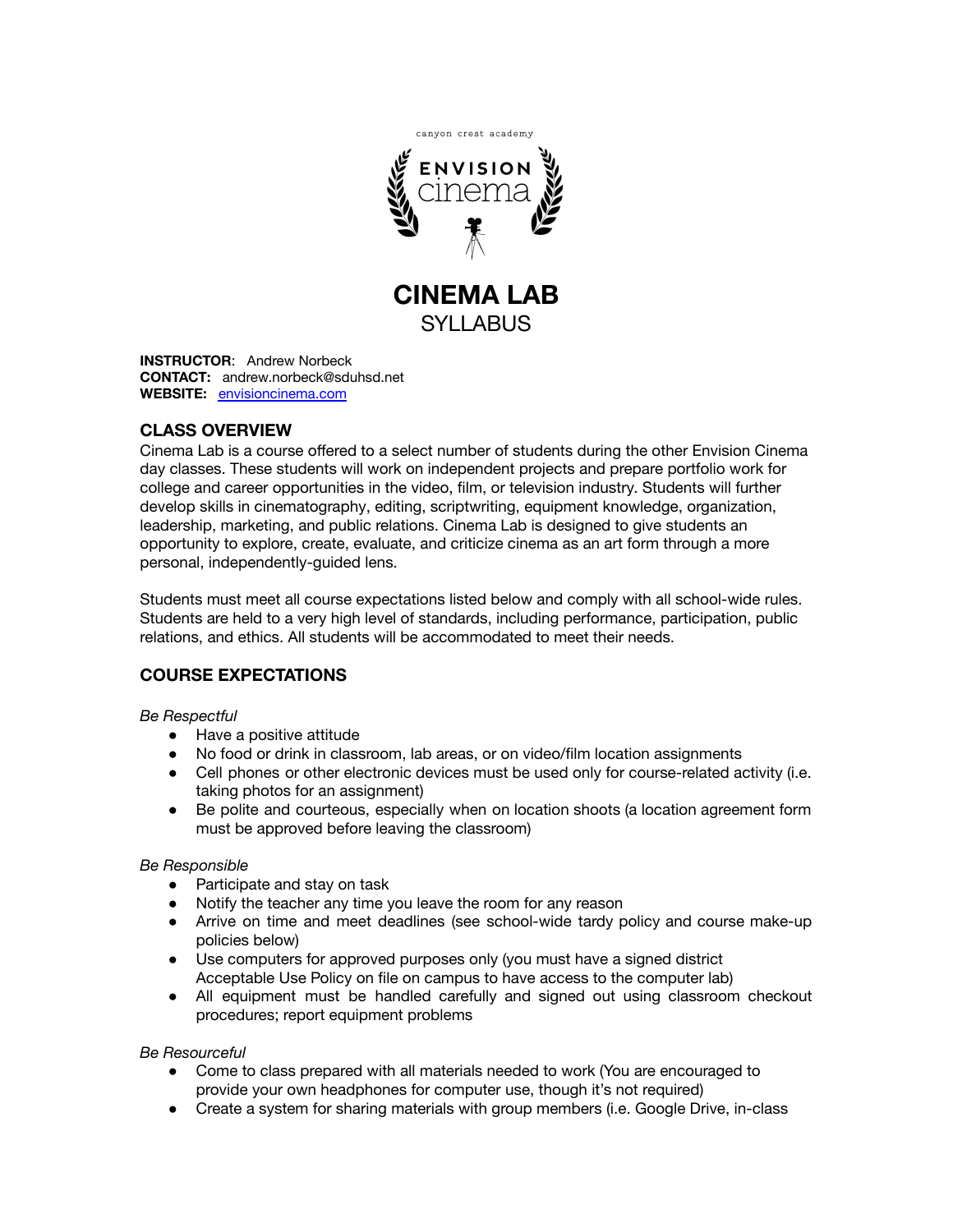canyon crest academy

ENVISION cinema

# CINEMA LAB
## SYLLABUS

**INSTRUCTOR**: Andrew Norbeck
**CONTACT:** andrew.norbeck@sduhsd.net
**WEBSITE:** envisioncinema.com

## CLASS OVERVIEW

Cinema Lab is a course offered to a select number of students during the other Envision Cinema day classes. These students will work on independent projects and prepare portfolio work for college and career opportunities in the video, film, or television industry. Students will further develop skills in cinematography, editing, scriptwriting, equipment knowledge, organization, leadership, marketing, and public relations. Cinema Lab is designed to give students an opportunity to explore, create, evaluate, and criticize cinema as an art form through a more personal, independently-guided lens.

Students must meet all course expectations listed below and comply with all school-wide rules. Students are held to a very high level of standards, including performance, participation, public relations, and ethics. All students will be accommodated to meet their needs.

## COURSE EXPECTATIONS

*Be Respectful*

- Have a positive attitude
- No food or drink in classroom, lab areas, or on video/film location assignments
- Cell phones or other electronic devices must be used only for course-related activity (i.e. taking photos for an assignment)
- Be polite and courteous, especially when on location shoots (a location agreement form must be approved before leaving the classroom)

*Be Responsible*

- Participate and stay on task
- Notify the teacher any time you leave the room for any reason
- Arrive on time and meet deadlines (see school-wide tardy policy and course make-up policies below)
- Use computers for approved purposes only (you must have a signed district Acceptable Use Policy on file on campus to have access to the computer lab)
- All equipment must be handled carefully and signed out using classroom checkout procedures; report equipment problems

*Be Resourceful*

- Come to class prepared with all materials needed to work (You are encouraged to provide your own headphones for computer use, though it's not required)
- Create a system for sharing materials with group members (i.e. Google Drive, in-class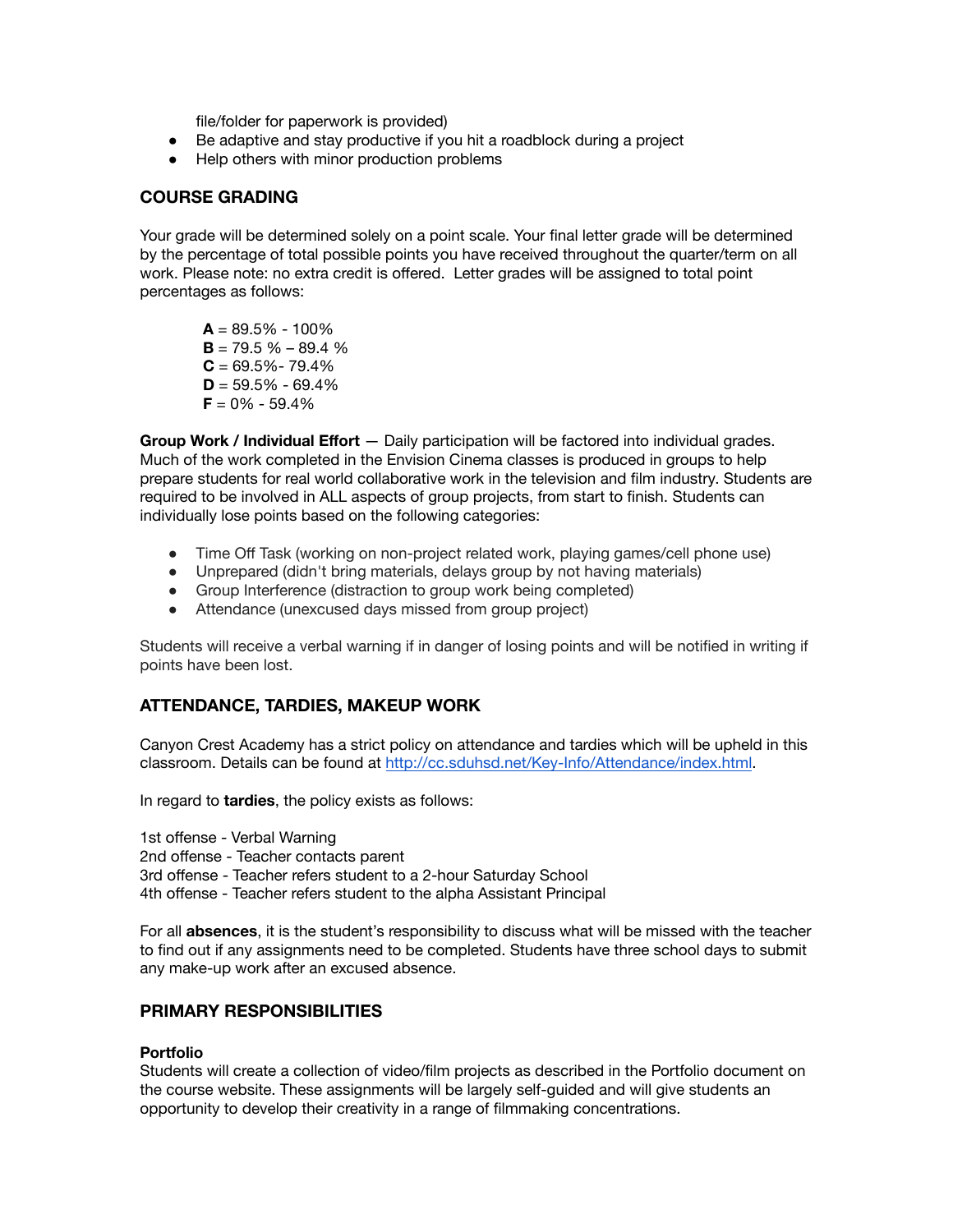file/folder for paperwork is provided)

- Be adaptive and stay productive if you hit a roadblock during a project
- Help others with minor production problems

## COURSE GRADING

Your grade will be determined solely on a point scale. Your final letter grade will be determined by the percentage of total possible points you have received throughout the quarter/term on all work. Please note: no extra credit is offered. Letter grades will be assigned to total point percentages as follows:

**A** = 89.5% - 100%
**B** = 79.5 % – 89.4 %
**C** = 69.5%- 79.4%
**D** = 59.5% - 69.4%
**F** = 0% - 59.4%

**Group Work / Individual Effort** — Daily participation will be factored into individual grades. Much of the work completed in the Envision Cinema classes is produced in groups to help prepare students for real world collaborative work in the television and film industry. Students are required to be involved in ALL aspects of group projects, from start to finish. Students can individually lose points based on the following categories:

- Time Off Task (working on non-project related work, playing games/cell phone use)
- Unprepared (didn't bring materials, delays group by not having materials)
- Group Interference (distraction to group work being completed)
- Attendance (unexcused days missed from group project)

Students will receive a verbal warning if in danger of losing points and will be notified in writing if points have been lost.

## ATTENDANCE, TARDIES, MAKEUP WORK

Canyon Crest Academy has a strict policy on attendance and tardies which will be upheld in this classroom. Details can be found at [http://cc.sduhsd.net/Key-Info/Attendance/index.html](http://cc.sduhsd.net/Key-Info/Attendance/index.html).

In regard to **tardies**, the policy exists as follows:

1st offense - Verbal Warning
2nd offense - Teacher contacts parent
3rd offense - Teacher refers student to a 2-hour Saturday School
4th offense - Teacher refers student to the alpha Assistant Principal

For all **absences**, it is the student's responsibility to discuss what will be missed with the teacher to find out if any assignments need to be completed. Students have three school days to submit any make-up work after an excused absence.

## PRIMARY RESPONSIBILITIES

**Portfolio**
Students will create a collection of video/film projects as described in the Portfolio document on the course website. These assignments will be largely self-guided and will give students an opportunity to develop their creativity in a range of filmmaking concentrations.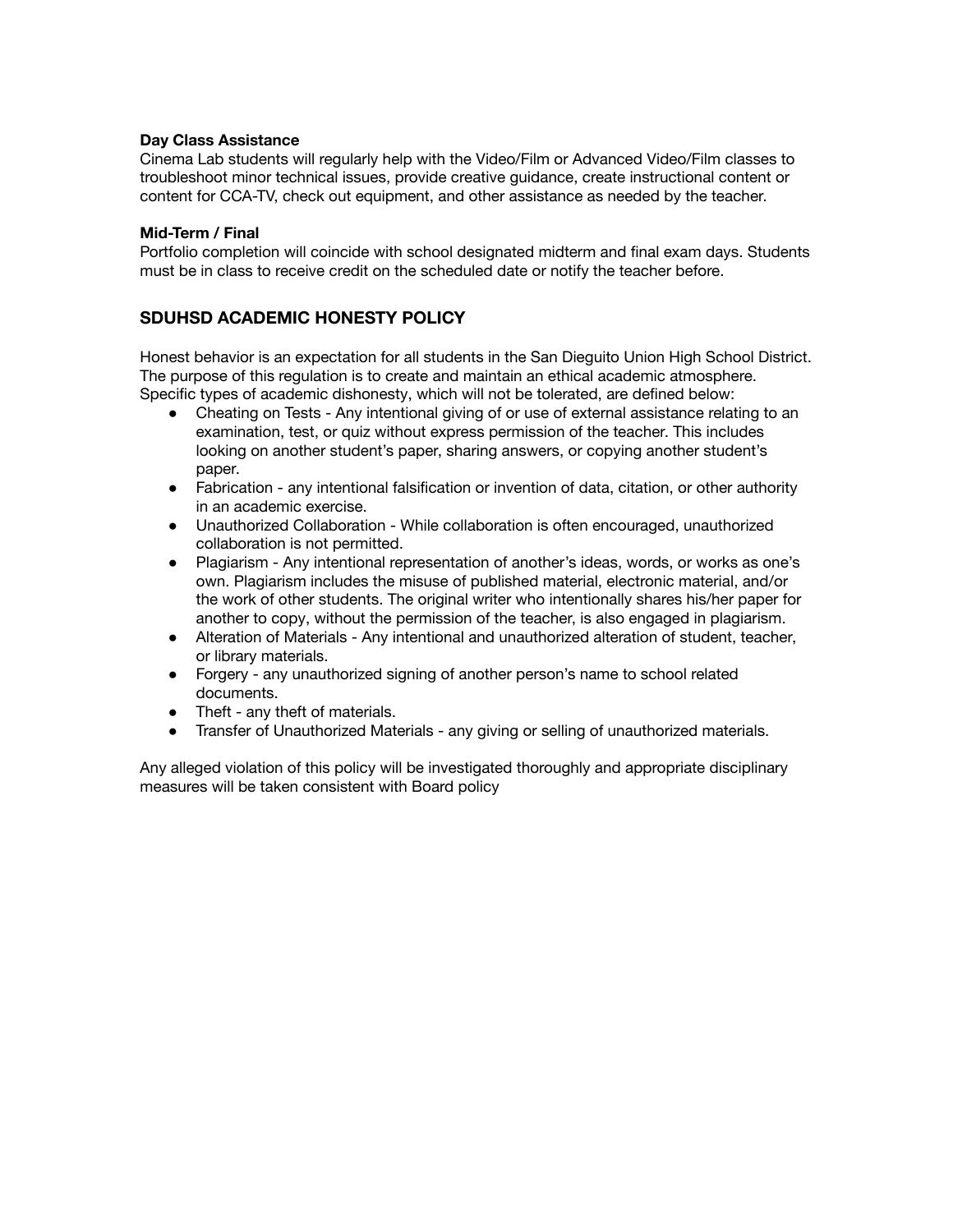**Day Class Assistance**
Cinema Lab students will regularly help with the Video/Film or Advanced Video/Film classes to troubleshoot minor technical issues, provide creative guidance, create instructional content or content for CCA-TV, check out equipment, and other assistance as needed by the teacher.

**Mid-Term / Final**
Portfolio completion will coincide with school designated midterm and final exam days. Students must be in class to receive credit on the scheduled date or notify the teacher before.

## SDUHSD ACADEMIC HONESTY POLICY

Honest behavior is an expectation for all students in the San Dieguito Union High School District. The purpose of this regulation is to create and maintain an ethical academic atmosphere. Specific types of academic dishonesty, which will not be tolerated, are defined below:

- Cheating on Tests - Any intentional giving of or use of external assistance relating to an examination, test, or quiz without express permission of the teacher. This includes looking on another student's paper, sharing answers, or copying another student's paper.
- Fabrication - any intentional falsification or invention of data, citation, or other authority in an academic exercise.
- Unauthorized Collaboration - While collaboration is often encouraged, unauthorized collaboration is not permitted.
- Plagiarism - Any intentional representation of another's ideas, words, or works as one's own. Plagiarism includes the misuse of published material, electronic material, and/or the work of other students. The original writer who intentionally shares his/her paper for another to copy, without the permission of the teacher, is also engaged in plagiarism.
- Alteration of Materials - Any intentional and unauthorized alteration of student, teacher, or library materials.
- Forgery - any unauthorized signing of another person's name to school related documents.
- Theft - any theft of materials.
- Transfer of Unauthorized Materials - any giving or selling of unauthorized materials.

Any alleged violation of this policy will be investigated thoroughly and appropriate disciplinary measures will be taken consistent with Board policy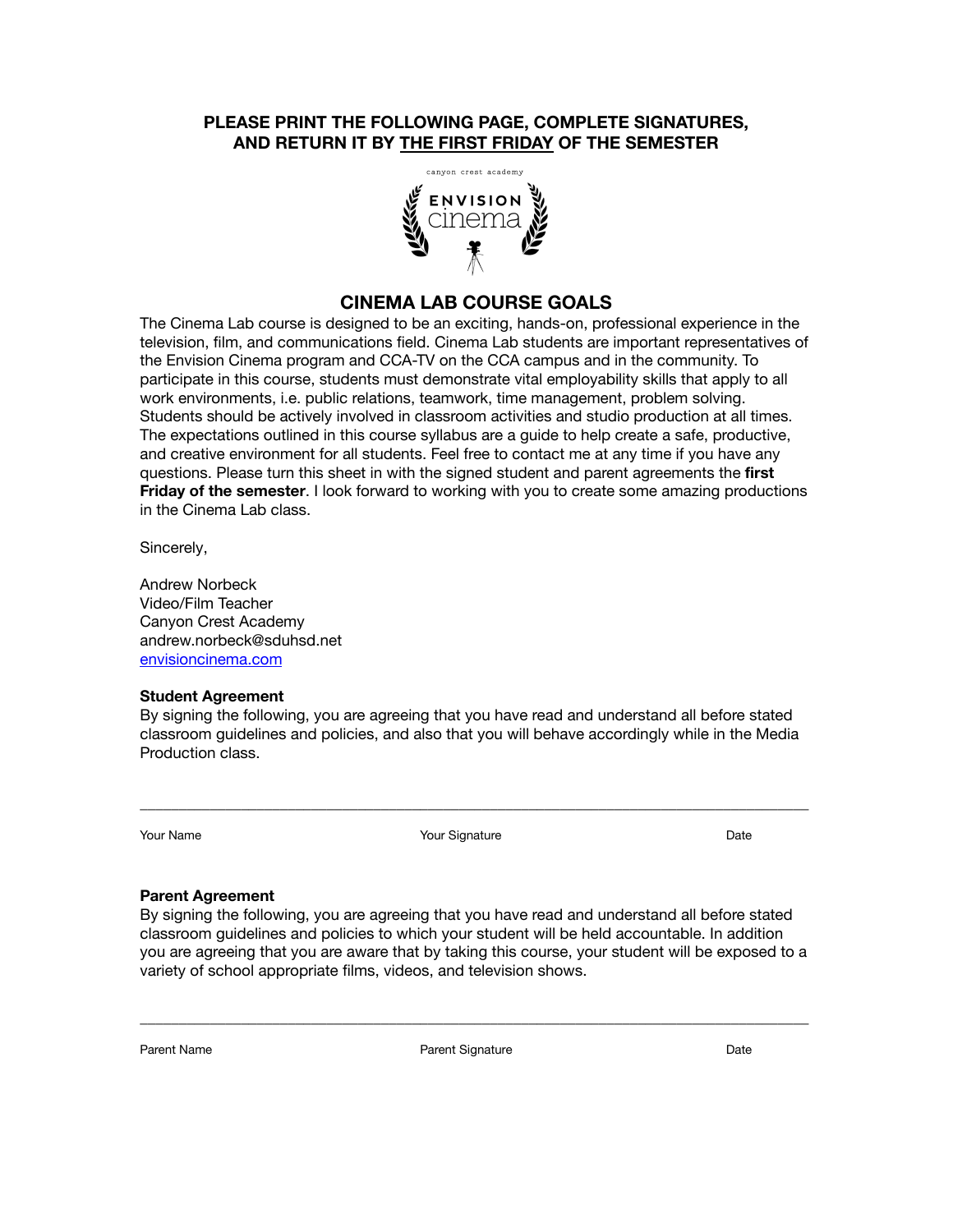**PLEASE PRINT THE FOLLOWING PAGE, COMPLETE SIGNATURES, AND RETURN IT BY THE FIRST FRIDAY OF THE SEMESTER**

canyon crest academy

ENVISION cinema

## CINEMA LAB COURSE GOALS

The Cinema Lab course is designed to be an exciting, hands-on, professional experience in the television, film, and communications field. Cinema Lab students are important representatives of the Envision Cinema program and CCA-TV on the CCA campus and in the community. To participate in this course, students must demonstrate vital employability skills that apply to all work environments, i.e. public relations, teamwork, time management, problem solving. Students should be actively involved in classroom activities and studio production at all times. The expectations outlined in this course syllabus are a guide to help create a safe, productive, and creative environment for all students. Feel free to contact me at any time if you have any questions. Please turn this sheet in with the signed student and parent agreements the **first Friday of the semester**. I look forward to working with you to create some amazing productions in the Cinema Lab class.

Sincerely,

Andrew Norbeck
Video/Film Teacher
Canyon Crest Academy
andrew.norbeck@sduhsd.net
envisioncinema.com

**Student Agreement**
By signing the following, you are agreeing that you have read and understand all before stated classroom guidelines and policies, and also that you will behave accordingly while in the Media Production class.

______________________________________________________________________

Your Name | Your Signature | Date

**Parent Agreement**
By signing the following, you are agreeing that you have read and understand all before stated classroom guidelines and policies to which your student will be held accountable. In addition you are agreeing that you are aware that by taking this course, your student will be exposed to a variety of school appropriate films, videos, and television shows.

______________________________________________________________________

Parent Name | Parent Signature | Date